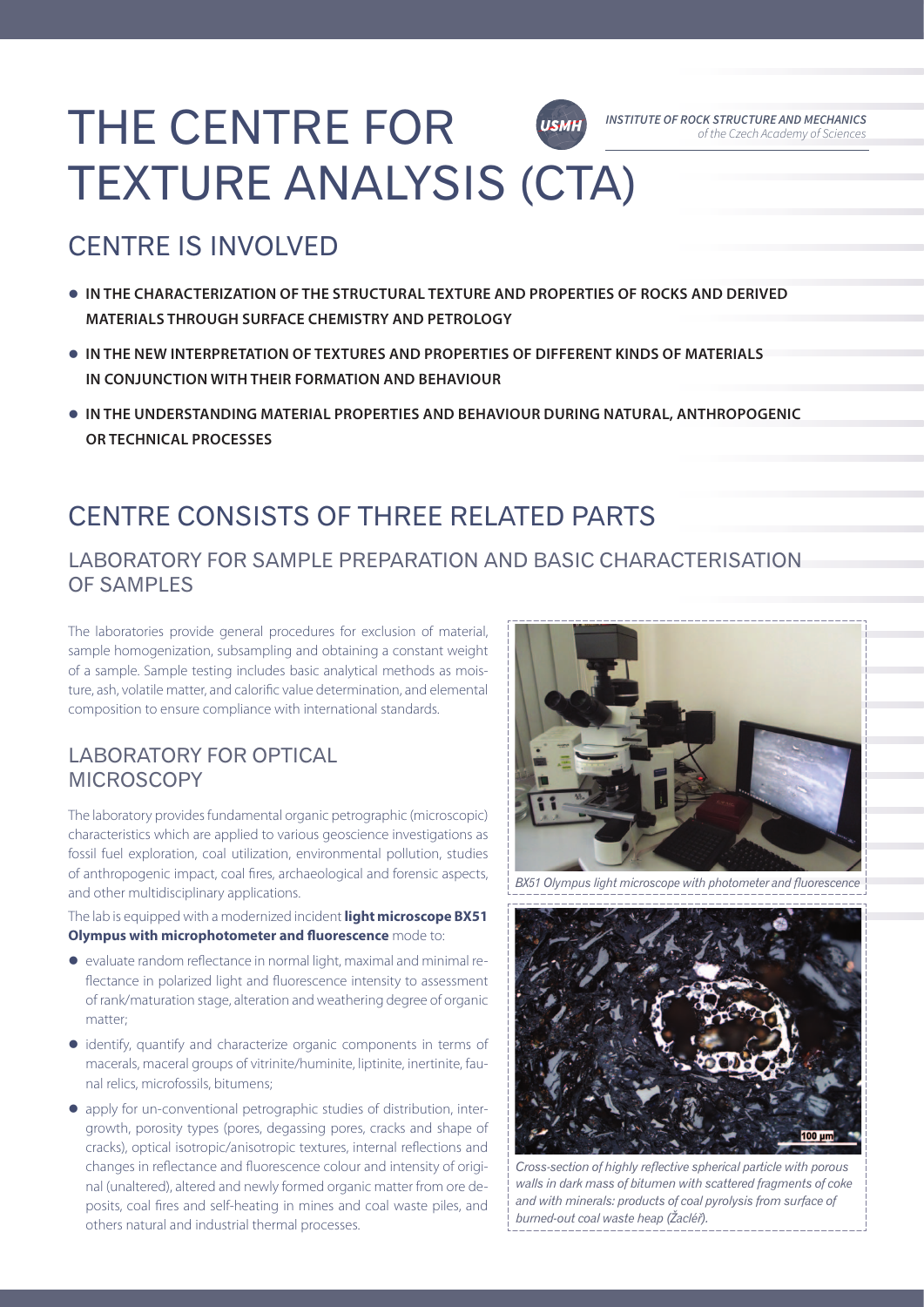# THE CENTRE FOR TEXTURE ANALYSIS (CTA)

*INSTITUTE OF ROCK STRUCTURE AND MECHANICS of the Czech Academy of Sciences*

## CENTRE IS INVOLVED

- **IN THE CHARACTERIZATION OF THE STRUCTURAL TEXTURE AND PROPERTIES OF ROCKS AND DERIVED MATERIALS THROUGH SURFACE CHEMISTRY AND PETROLOGY**
- **IN THE NEW INTERPRETATION OF TEXTURES AND PROPERTIES OF DIFFERENT KINDS OF MATERIALS IN CONJUNCTION WITH THEIR FORMATION AND BEHAVIOUR**
- **IN THE UNDERSTANDING MATERIAL PROPERTIES AND BEHAVIOUR DURING NATURAL, ANTHROPOGENIC OR TECHNICAL PROCESSES**

## CENTRE CONSISTS OF THREE RELATED PARTS

### LABORATORY FOR SAMPLE PREPARATION AND BASIC CHARACTERISATION OF SAMPLES

The laboratories provide general procedures for exclusion of material, sample homogenization, subsampling and obtaining a constant weight of a sample. Sample testing includes basic analytical methods as moisture, ash, volatile matter, and calorific value determination, and elemental composition to ensure compliance with international standards.

### LABORATORY FOR OPTICAL MICROSCOPY

The laboratory provides fundamental organic petrographic (microscopic) characteristics which are applied to various geoscience investigations as fossil fuel exploration, coal utilization, environmental pollution, studies of anthropogenic impact, coal fires, archaeological and forensic aspects, and other multidisciplinary applications.

The lab is equipped with a modernized incident **light microscope BX51 Olympus with microphotometer and fluorescence** mode to:

- evaluate random reflectance in normal light, maximal and minimal reflectance in polarized light and fluorescence intensity to assessment of rank/maturation stage, alteration and weathering degree of organic matter;
- identify, quantify and characterize organic components in terms of macerals, maceral groups of vitrinite/huminite, liptinite, inertinite, faunal relics, microfossils, bitumens;
- apply for un-conventional petrographic studies of distribution, intergrowth, porosity types (pores, degassing pores, cracks and shape of cracks), optical isotropic/anisotropic textures, internal reflections and changes in reflectance and fluorescence colour and intensity of original (unaltered), altered and newly formed organic matter from ore deposits, coal fires and self-heating in mines and coal waste piles, and others natural and industrial thermal processes.

*BX51 Olympus light microscope with photometer and fluorescence*

*Cross-section of highly reflective spherical particle with porous walls in dark mass of bitumen with scattered fragments of coke and with minerals: products of coal pyrolysis from surface of burned-out coal waste heap (Žacléř).*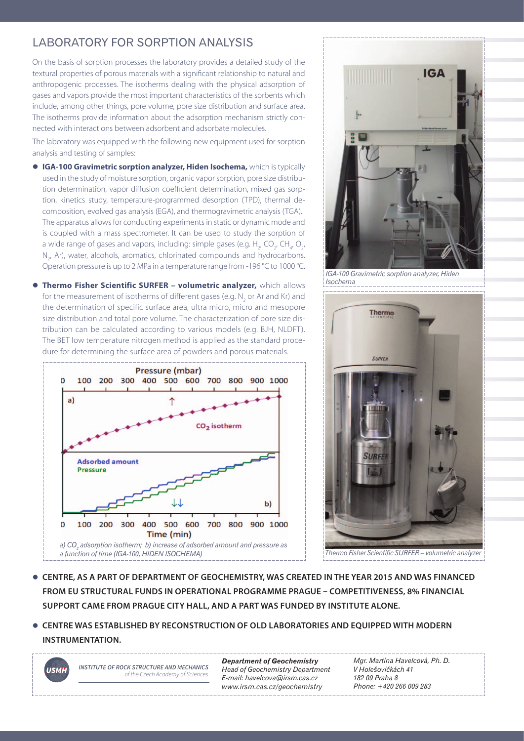# LABORATORY FOR SORPTION ANALYSIS

On the basis of sorption processes the laboratory provides a detailed study of the textural properties of porous materials with a significant relationship to natural and anthropogenic processes. The isotherms dealing with the physical adsorption of gases and vapors provide the most important characteristics of the sorbents which include, among other things, pore volume, pore size distribution and surface area. The isotherms provide information about the adsorption mechanism strictly connected with interactions between adsorbent and adsorbate molecules.

The laboratory was equipped with the following new equipment used for sorption analysis and testing of samples:

- **IGA-100 Gravimetric sorption analyzer, Hiden Isochema,** which is typically used in the study of moisture sorption, organic vapor sorption, pore size distribution determination, vapor diffusion coefficient determination, mixed gas sorption, kinetics study, temperature-programmed desorption (TPD), thermal decomposition, evolved gas analysis (EGA), and thermogravimetric analysis (TGA). The apparatus allows for conducting experiments in static or dynamic mode and is coupled with a mass spectrometer. It can be used to study the sorption of a wide range of gases and vapors, including: simple gases (e.g. $H_2$, $CO_2$, $CH_4$, $O_2$, $N_2$, Ar), water, alcohols, aromatics, chlorinated compounds and hydrocarbons. Operation pressure is up to 2 MPa in a temperature range from -196 °C to 1000 °C.
- **Thermo Fisher Scientific SURFER – volumetric analyzer,** which allows for the measurement of isotherms of different gases (e.g. $N_2$ or Ar and Kr) and the determination of specific surface area, ultra micro, micro and mesopore size distribution and total pore volume. The characterization of pore size distribution can be calculated according to various models (e.g. BJH, NLDFT). The BET low temperature nitrogen method is applied as the standard procedure for determining the surface area of powders and porous materials.

Pressure (mbar)
0 100 200 300 400 500 600 700 800 900 1000
a)
$CO_2$ isotherm
Adsorbed amount
Pressure
b)
0 100 200 300 400 500 600 700 800 900 1000
Time (min)

*a) $CO_2$ adsorption isotherm; b) increase of adsorbed amount and pressure as a function of time (IGA-100, HIDEN ISOCHEMA)*

*IGA-100 Gravimetric sorption analyzer, Hiden Isochema*

*Thermo Fisher Scientific SURFER – volumetric analyzer*

- **CENTRE, AS A PART OF DEPARTMENT OF GEOCHEMISTRY, WAS CREATED IN THE YEAR 2015 AND WAS FINANCED FROM EU STRUCTURAL FUNDS IN OPERATIONAL PROGRAMME PRAGUE – COMPETITIVENESS, 8% FINANCIAL SUPPORT CAME FROM PRAGUE CITY HALL, AND A PART WAS FUNDED BY INSTITUTE ALONE.**
- **CENTRE WAS ESTABLISHED BY RECONSTRUCTION OF OLD LABORATORIES AND EQUIPPED WITH MODERN INSTRUMENTATION.**

*INSTITUTE OF ROCK STRUCTURE AND MECHANICS of the Czech Academy of Sciences*

***Department of Geochemistry***
*Head of Geochemistry Department*
*E-mail: havelcova@irsm.cas.cz*
*www.irsm.cas.cz/geochemistry*

*Mgr. Martina Havelcová, Ph. D.*
*V Holešovičkách 41*
*182 09 Praha 8*
*Phone: +420 266 009 283*